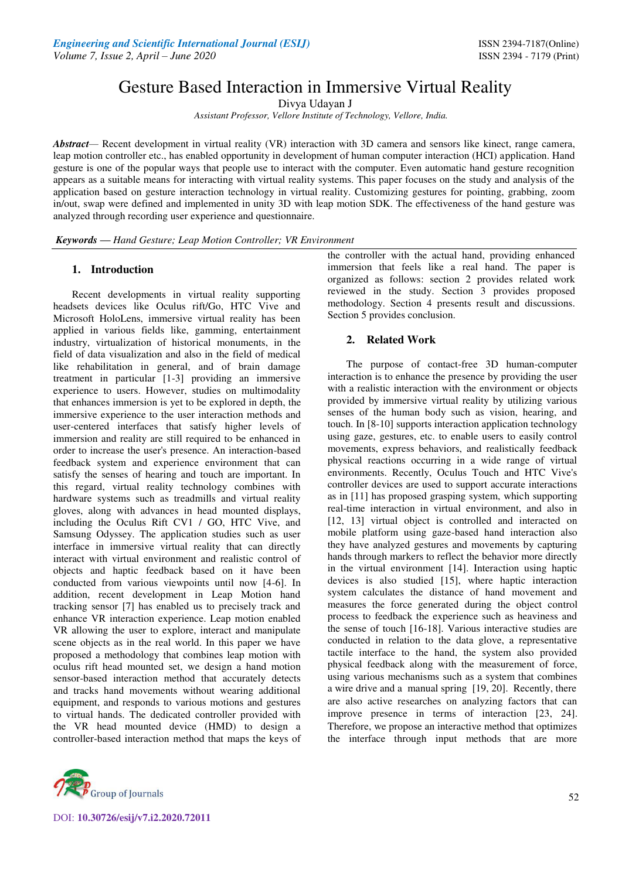# Gesture Based Interaction in Immersive Virtual Reality

Divya Udayan J

*Assistant Professor, Vellore Institute of Technology, Vellore, India.*

***Abstract***— Recent development in virtual reality (VR) interaction with 3D camera and sensors like kinect, range camera, leap motion controller etc., has enabled opportunity in development of human computer interaction (HCI) application. Hand gesture is one of the popular ways that people use to interact with the computer. Even automatic hand gesture recognition appears as a suitable means for interacting with virtual reality systems. This paper focuses on the study and analysis of the application based on gesture interaction technology in virtual reality. Customizing gestures for pointing, grabbing, zoom in/out, swap were defined and implemented in unity 3D with leap motion SDK. The effectiveness of the hand gesture was analyzed through recording user experience and questionnaire.

***Keywords — Hand Gesture; Leap Motion Controller; VR Environment***

## 1. Introduction

Recent developments in virtual reality supporting headsets devices like Oculus rift/Go, HTC Vive and Microsoft HoloLens, immersive virtual reality has been applied in various fields like, gamming, entertainment industry, virtualization of historical monuments, in the field of data visualization and also in the field of medical like rehabilitation in general, and of brain damage treatment in particular [1-3] providing an immersive experience to users. However, studies on multimodality that enhances immersion is yet to be explored in depth, the immersive experience to the user interaction methods and user-centered interfaces that satisfy higher levels of immersion and reality are still required to be enhanced in order to increase the user's presence. An interaction-based feedback system and experience environment that can satisfy the senses of hearing and touch are important. In this regard, virtual reality technology combines with hardware systems such as treadmills and virtual reality gloves, along with advances in head mounted displays, including the Oculus Rift CV1 / GO, HTC Vive, and Samsung Odyssey. The application studies such as user interface in immersive virtual reality that can directly interact with virtual environment and realistic control of objects and haptic feedback based on it have been conducted from various viewpoints until now [4-6]. In addition, recent development in Leap Motion hand tracking sensor [7] has enabled us to precisely track and enhance VR interaction experience. Leap motion enabled VR allowing the user to explore, interact and manipulate scene objects as in the real world. In this paper we have proposed a methodology that combines leap motion with oculus rift head mounted set, we design a hand motion sensor-based interaction method that accurately detects and tracks hand movements without wearing additional equipment, and responds to various motions and gestures to virtual hands. The dedicated controller provided with the VR head mounted device (HMD) to design a controller-based interaction method that maps the keys of the controller with the actual hand, providing enhanced immersion that feels like a real hand. The paper is organized as follows: section 2 provides related work reviewed in the study. Section 3 provides proposed methodology. Section 4 presents result and discussions. Section 5 provides conclusion.

## 2. Related Work

The purpose of contact-free 3D human-computer interaction is to enhance the presence by providing the user with a realistic interaction with the environment or objects provided by immersive virtual reality by utilizing various senses of the human body such as vision, hearing, and touch. In [8-10] supports interaction application technology using gaze, gestures, etc. to enable users to easily control movements, express behaviors, and realistically feedback physical reactions occurring in a wide range of virtual environments. Recently, Oculus Touch and HTC Vive's controller devices are used to support accurate interactions as in [11] has proposed grasping system, which supporting real-time interaction in virtual environment, and also in [12, 13] virtual object is controlled and interacted on mobile platform using gaze-based hand interaction also they have analyzed gestures and movements by capturing hands through markers to reflect the behavior more directly in the virtual environment [14]. Interaction using haptic devices is also studied [15], where haptic interaction system calculates the distance of hand movement and measures the force generated during the object control process to feedback the experience such as heaviness and the sense of touch [16-18]. Various interactive studies are conducted in relation to the data glove, a representative tactile interface to the hand, the system also provided physical feedback along with the measurement of force, using various mechanisms such as a system that combines a wire drive and a manual spring [19, 20]. Recently, there are also active researches on analyzing factors that can improve presence in terms of interaction [23, 24]. Therefore, we propose an interactive method that optimizes the interface through input methods that are more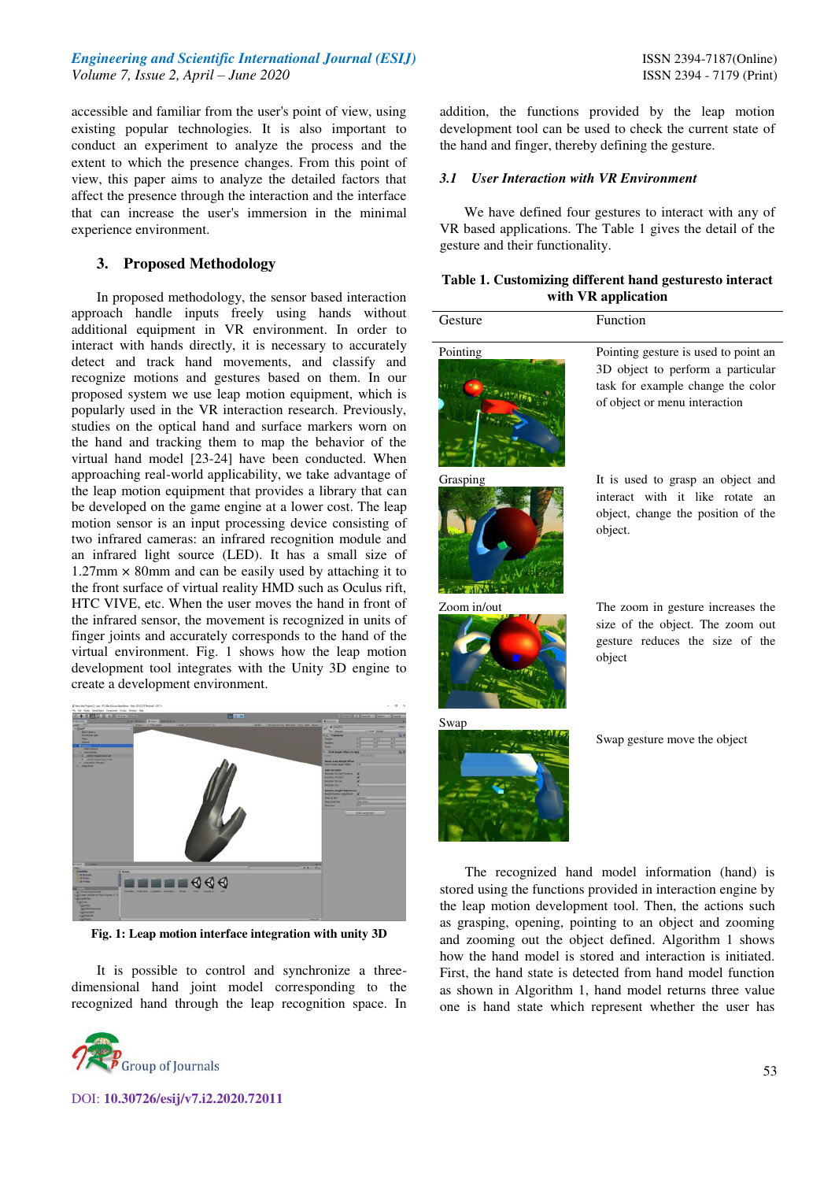accessible and familiar from the user's point of view, using existing popular technologies. It is also important to conduct an experiment to analyze the process and the extent to which the presence changes. From this point of view, this paper aims to analyze the detailed factors that affect the presence through the interaction and the interface that can increase the user's immersion in the minimal experience environment.

## 3. Proposed Methodology

In proposed methodology, the sensor based interaction approach handle inputs freely using hands without additional equipment in VR environment. In order to interact with hands directly, it is necessary to accurately detect and track hand movements, and classify and recognize motions and gestures based on them. In our proposed system we use leap motion equipment, which is popularly used in the VR interaction research. Previously, studies on the optical hand and surface markers worn on the hand and tracking them to map the behavior of the virtual hand model [23-24] have been conducted. When approaching real-world applicability, we take advantage of the leap motion equipment that provides a library that can be developed on the game engine at a lower cost. The leap motion sensor is an input processing device consisting of two infrared cameras: an infrared recognition module and an infrared light source (LED). It has a small size of 1.27mm × 80mm and can be easily used by attaching it to the front surface of virtual reality HMD such as Oculus rift, HTC VIVE, etc. When the user moves the hand in front of the infrared sensor, the movement is recognized in units of finger joints and accurately corresponds to the hand of the virtual environment. Fig. 1 shows how the leap motion development tool integrates with the Unity 3D engine to create a development environment.

**Fig. 1: Leap motion interface integration with unity 3D**

It is possible to control and synchronize a three-dimensional hand joint model corresponding to the recognized hand through the leap recognition space. In addition, the functions provided by the leap motion development tool can be used to check the current state of the hand and finger, thereby defining the gesture.

### *3.1 User Interaction with VR Environment*

We have defined four gestures to interact with any of VR based applications. The Table 1 gives the detail of the gesture and their functionality.

**Table 1. Customizing different hand gesturesto interact with VR application**

| Gesture | Function |
|---|---|
| Pointing | Pointing gesture is used to point an 3D object to perform a particular task for example change the color of object or menu interaction |
| Grasping | It is used to grasp an object and interact with it like rotate an object, change the position of the object. |
| Zoom in/out | The zoom in gesture increases the size of the object. The zoom out gesture reduces the size of the object |
| Swap | Swap gesture move the object |

The recognized hand model information (hand) is stored using the functions provided in interaction engine by the leap motion development tool. Then, the actions such as grasping, opening, pointing to an object and zooming and zooming out the object defined. Algorithm 1 shows how the hand model is stored and interaction is initiated. First, the hand state is detected from hand model function as shown in Algorithm 1, hand model returns three value one is hand state which represent whether the user has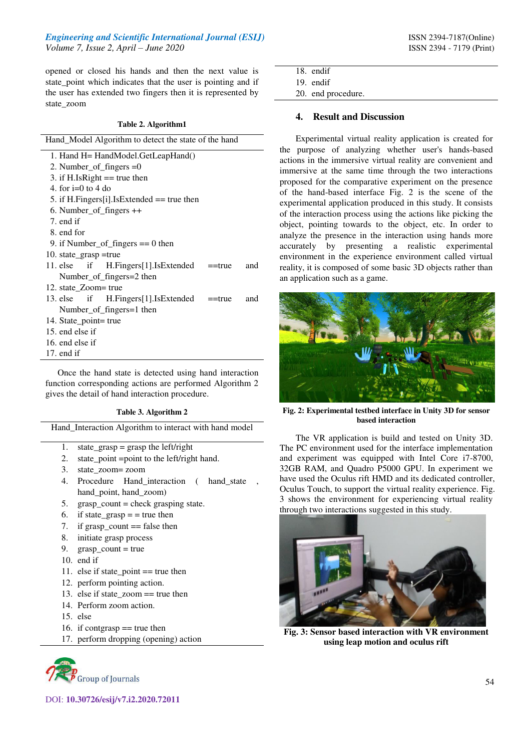opened or closed his hands and then the next value is state_point which indicates that the user is pointing and if the user has extended two fingers then it is represented by state_zoom

**Table 2. Algorithm1**

Hand_Model Algorithm to detect the state of the hand

```
1. Hand H= HandModel.GetLeapHand()
2. Number_of_fingers =0
3. if H.IsRight == true then
4. for i=0 to 4 do
5. if H.Fingers[i].IsExtended == true then
6. Number_of_fingers ++
7. end if
8. end for
9. if Number_of_fingers == 0 then
10. state_grasp =true
11. else if H.Fingers[1].IsExtended ==true and Number_of_fingers=2 then
12. state_Zoom= true
13. else if H.Fingers[1].IsExtended ==true and Number_of_fingers=1 then
14. State_point= true
15. end else if
16. end else if
17. end if
```

Once the hand state is detected using hand interaction function corresponding actions are performed Algorithm 2 gives the detail of hand interaction procedure.

**Table 3. Algorithm 2**

Hand_Interaction Algorithm to interact with hand model

```
1. state_grasp = grasp the left/right
2. state_point =point to the left/right hand.
3. state_zoom= zoom
4. Procedure Hand_interaction ( hand_state , hand_point, hand_zoom)
5. grasp_count = check grasping state.
6. if state_grasp = = true then
7. if grasp_count == false then
8. initiate grasp process
9. grasp_count = true
10. end if
11. else if state_point == true then
12. perform pointing action.
13. else if state_zoom == true then
14. Perform zoom action.
15. else
16. if contgrasp == true then
17. perform dropping (opening) action
18. endif
19. endif
20. end procedure.
```

## 4. Result and Discussion

Experimental virtual reality application is created for the purpose of analyzing whether user's hands-based actions in the immersive virtual reality are convenient and immersive at the same time through the two interactions proposed for the comparative experiment on the presence of the hand-based interface Fig. 2 is the scene of the experimental application produced in this study. It consists of the interaction process using the actions like picking the object, pointing towards to the object, etc. In order to analyze the presence in the interaction using hands more accurately by presenting a realistic experimental environment in the experience environment called virtual reality, it is composed of some basic 3D objects rather than an application such as a game.

**Fig. 2: Experimental testbed interface in Unity 3D for sensor based interaction**

The VR application is build and tested on Unity 3D. The PC environment used for the interface implementation and experiment was equipped with Intel Core i7-8700, 32GB RAM, and Quadro P5000 GPU. In experiment we have used the Oculus rift HMD and its dedicated controller, Oculus Touch, to support the virtual reality experience. Fig. 3 shows the environment for experiencing virtual reality through two interactions suggested in this study.

**Fig. 3: Sensor based interaction with VR environment using leap motion and oculus rift**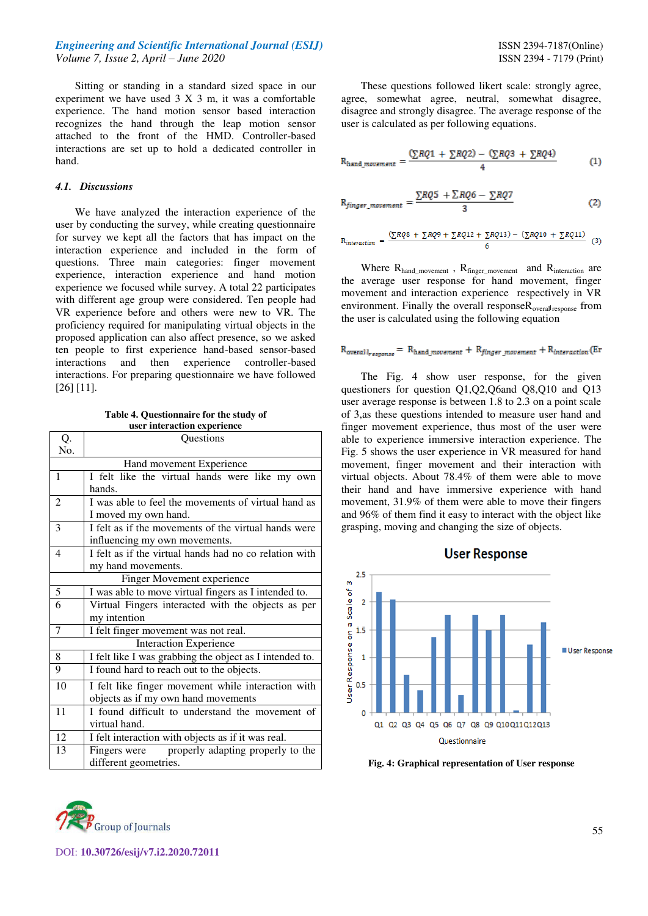Sitting or standing in a standard sized space in our experiment we have used 3 X 3 m, it was a comfortable experience. The hand motion sensor based interaction recognizes the hand through the leap motion sensor attached to the front of the HMD. Controller-based interactions are set up to hold a dedicated controller in hand.

### 4.1. Discussions

We have analyzed the interaction experience of the user by conducting the survey, while creating questionnaire for survey we kept all the factors that has impact on the interaction experience and included in the form of questions. Three main categories: finger movement experience, interaction experience and hand motion experience we focused while survey. A total 22 participates with different age group were considered. Ten people had VR experience before and others were new to VR. The proficiency required for manipulating virtual objects in the proposed application can also affect presence, so we asked ten people to first experience hand-based sensor-based interactions and then experience controller-based interactions. For preparing questionnaire we have followed [26] [11].

**Table 4. Questionnaire for the study of user interaction experience**

| Q. No. | Questions |
|---|---|
| | Hand movement Experience |
| 1 | I felt like the virtual hands were like my own hands. |
| 2 | I was able to feel the movements of virtual hand as I moved my own hand. |
| 3 | I felt as if the movements of the virtual hands were influencing my own movements. |
| 4 | I felt as if the virtual hands had no co relation with my hand movements. |
| | Finger Movement experience |
| 5 | I was able to move virtual fingers as I intended to. |
| 6 | Virtual Fingers interacted with the objects as per my intention |
| 7 | I felt finger movement was not real. |
| | Interaction Experience |
| 8 | I felt like I was grabbing the object as I intended to. |
| 9 | I found hard to reach out to the objects. |
| 10 | I felt like finger movement while interaction with objects as if my own hand movements |
| 11 | I found difficult to understand the movement of virtual hand. |
| 12 | I felt interaction with objects as if it was real. |
| 13 | Fingers were properly adapting properly to the different geometries. |

These questions followed likert scale: strongly agree, agree, somewhat agree, neutral, somewhat disagree, disagree and strongly disagree. The average response of the user is calculated as per following equations.

$$R_{hand\_movement} = \frac{(\sum RQ1 + \sum RQ2) - (\sum RQ3 + \sum RQ4)}{4} \quad (1)$$

$$R_{finger\_movement} = \frac{\sum RQ5 + \sum RQ6 - \sum RQ7}{3} \quad (2)$$

$$R_{interaction} = \frac{(\sum RQ8 + \sum RQ9 + \sum RQ12 + \sum RQ13) - (\sum RQ10 + \sum RQ11)}{6} \quad (3)$$

Where $R_{hand\_movement}$ , $R_{finger\_movement}$ and $R_{interaction}$ are the average user response for hand movement, finger movement and interaction experience respectively in VR environment. Finally the overall response$R_{overallresponse}$ from the user is calculated using the following equation

$$R_{overall\_response} = R_{hand\_movement} + R_{finger\_movement} + R_{interaction} \text{(Er}$$

The Fig. 4 show user response, for the given questioners for question Q1,Q2,Q6and Q8,Q10 and Q13 user average response is between 1.8 to 2.3 on a point scale of 3,as these questions intended to measure user hand and finger movement experience, thus most of the user were able to experience immersive interaction experience. The Fig. 5 shows the user experience in VR measured for hand movement, finger movement and their interaction with virtual objects. About 78.4% of them were able to move their hand and have immersive experience with hand movement, 31.9% of them were able to move their fingers and 96% of them find it easy to interact with the object like grasping, moving and changing the size of objects.

**Fig. 4: Graphical representation of User response**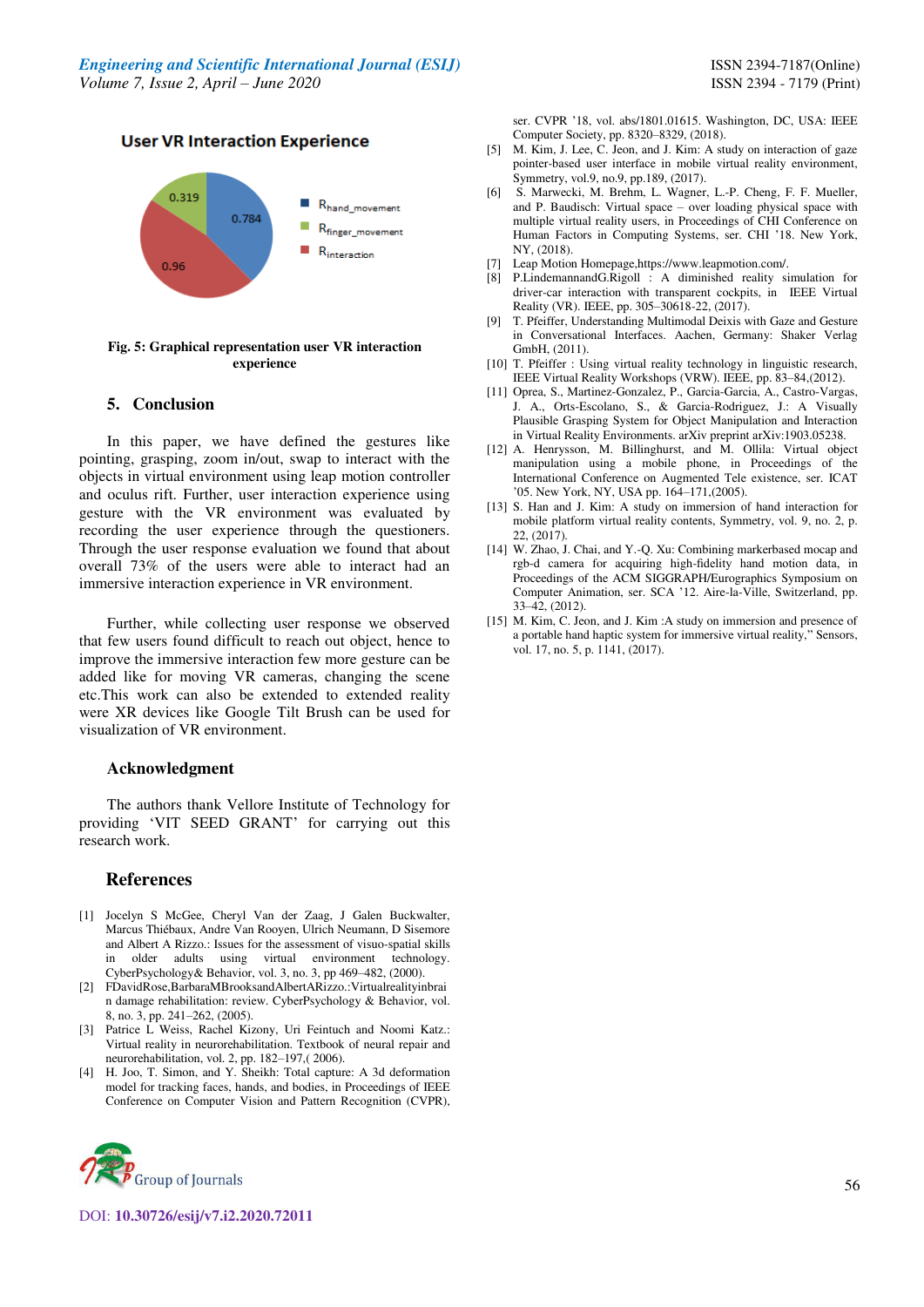User VR Interaction Experience

0.319

0.784

0.96

$R_{hand\_movement}$

$R_{finger\_movement}$

$R_{interaction}$

**Fig. 5: Graphical representation user VR interaction experience**

## 5. Conclusion

In this paper, we have defined the gestures like pointing, grasping, zoom in/out, swap to interact with the objects in virtual environment using leap motion controller and oculus rift. Further, user interaction experience using gesture with the VR environment was evaluated by recording the user experience through the questioners. Through the user response evaluation we found that about overall 73% of the users were able to interact had an immersive interaction experience in VR environment.

Further, while collecting user response we observed that few users found difficult to reach out object, hence to improve the immersive interaction few more gesture can be added like for moving VR cameras, changing the scene etc.This work can also be extended to extended reality were XR devices like Google Tilt Brush can be used for visualization of VR environment.

## Acknowledgment

The authors thank Vellore Institute of Technology for providing 'VIT SEED GRANT' for carrying out this research work.

## References

[1] Jocelyn S McGee, Cheryl Van der Zaag, J Galen Buckwalter, Marcus Thiébaux, Andre Van Rooyen, Ulrich Neumann, D Sisemore and Albert A Rizzo.: Issues for the assessment of visuo-spatial skills in older adults using virtual environment technology. CyberPsychology& Behavior, vol. 3, no. 3, pp 469–482, (2000).

[2] FDavidRose,BarbaraMBrooksandAlbertARizzo.:Virtualrealityinbrain damage rehabilitation: review. CyberPsychology & Behavior, vol. 8, no. 3, pp. 241–262, (2005).

[3] Patrice L Weiss, Rachel Kizony, Uri Feintuch and Noomi Katz.: Virtual reality in neurorehabilitation. Textbook of neural repair and neurorehabilitation, vol. 2, pp. 182–197,( 2006).

[4] H. Joo, T. Simon, and Y. Sheikh: Total capture: A 3d deformation model for tracking faces, hands, and bodies, in Proceedings of IEEE Conference on Computer Vision and Pattern Recognition (CVPR), ser. CVPR '18, vol. abs/1801.01615. Washington, DC, USA: IEEE Computer Society, pp. 8320–8329, (2018).

[5] M. Kim, J. Lee, C. Jeon, and J. Kim: A study on interaction of gaze pointer-based user interface in mobile virtual reality environment, Symmetry, vol.9, no.9, pp.189, (2017).

[6] S. Marwecki, M. Brehm, L. Wagner, L.-P. Cheng, F. F. Mueller, and P. Baudisch: Virtual space – over loading physical space with multiple virtual reality users, in Proceedings of CHI Conference on Human Factors in Computing Systems, ser. CHI '18. New York, NY, (2018).

[7] Leap Motion Homepage,https://www.leapmotion.com/.

[8] P.LindemannandG.Rigoll : A diminished reality simulation for driver-car interaction with transparent cockpits, in IEEE Virtual Reality (VR). IEEE, pp. 305–30618-22, (2017).

[9] T. Pfeiffer, Understanding Multimodal Deixis with Gaze and Gesture in Conversational Interfaces. Aachen, Germany: Shaker Verlag GmbH, (2011).

[10] T. Pfeiffer : Using virtual reality technology in linguistic research, IEEE Virtual Reality Workshops (VRW). IEEE, pp. 83–84,(2012).

[11] Oprea, S., Martinez-Gonzalez, P., Garcia-Garcia, A., Castro-Vargas, J. A., Orts-Escolano, S., & Garcia-Rodriguez, J.: A Visually Plausible Grasping System for Object Manipulation and Interaction in Virtual Reality Environments. arXiv preprint arXiv:1903.05238.

[12] A. Henrysson, M. Billinghurst, and M. Ollila: Virtual object manipulation using a mobile phone, in Proceedings of the International Conference on Augmented Tele existence, ser. ICAT '05. New York, NY, USA pp. 164–171,(2005).

[13] S. Han and J. Kim: A study on immersion of hand interaction for mobile platform virtual reality contents, Symmetry, vol. 9, no. 2, p. 22, (2017).

[14] W. Zhao, J. Chai, and Y.-Q. Xu: Combining markerbased mocap and rgb-d camera for acquiring high-fidelity hand motion data, in Proceedings of the ACM SIGGRAPH/Eurographics Symposium on Computer Animation, ser. SCA '12. Aire-la-Ville, Switzerland, pp. 33–42, (2012).

[15] M. Kim, C. Jeon, and J. Kim :A study on immersion and presence of a portable hand haptic system for immersive virtual reality," Sensors, vol. 17, no. 5, p. 1141, (2017).